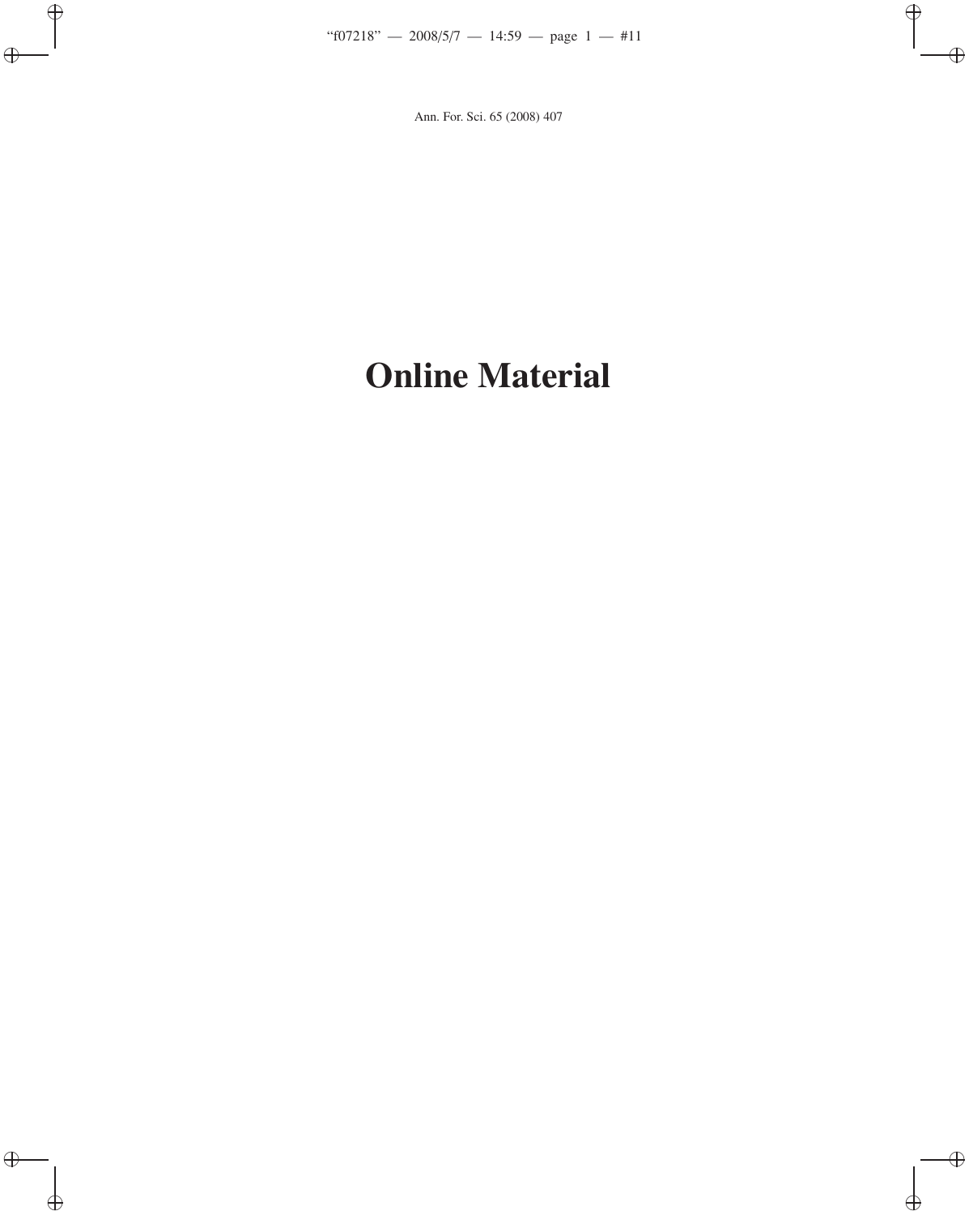# Online Material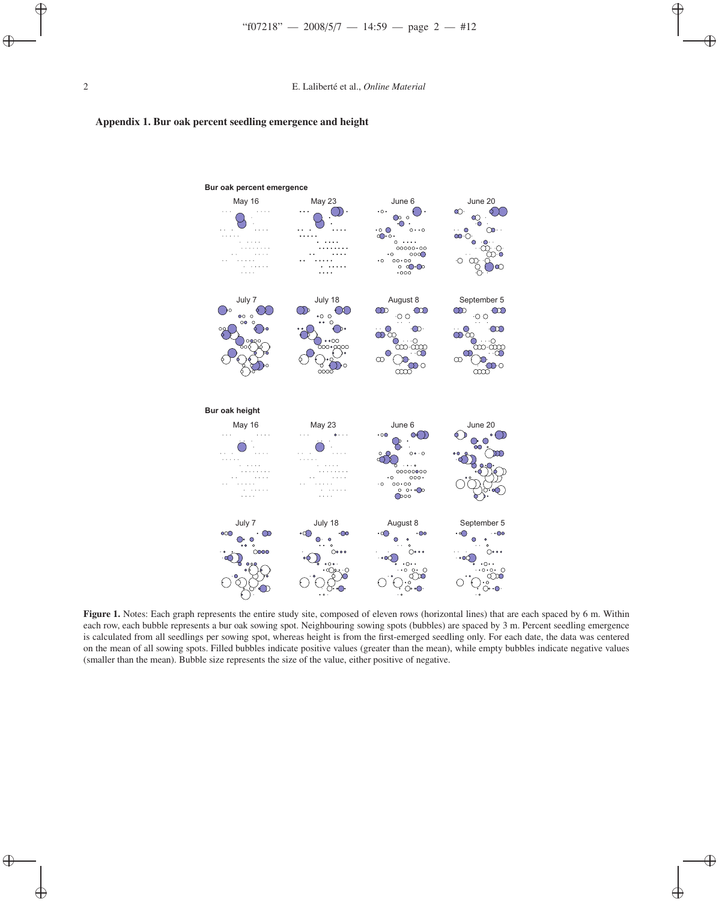## Appendix 1. Bur oak percent seedling emergence and height

**Bur oak percent emergence**

May 16 | May 23 | June 6 | June 20

July 7 | July 18 | August 8 | September 5

**Bur oak height**

May 16 | May 23 | June 6 | June 20

July 7 | July 18 | August 8 | September 5

**Figure 1.** Notes: Each graph represents the entire study site, composed of eleven rows (horizontal lines) that are each spaced by 6 m. Within each row, each bubble represents a bur oak sowing spot. Neighbouring sowing spots (bubbles) are spaced by 3 m. Percent seedling emergence is calculated from all seedlings per sowing spot, whereas height is from the first-emerged seedling only. For each date, the data was centered on the mean of all sowing spots. Filled bubbles indicate positive values (greater than the mean), while empty bubbles indicate negative values (smaller than the mean). Bubble size represents the size of the value, either positive of negative.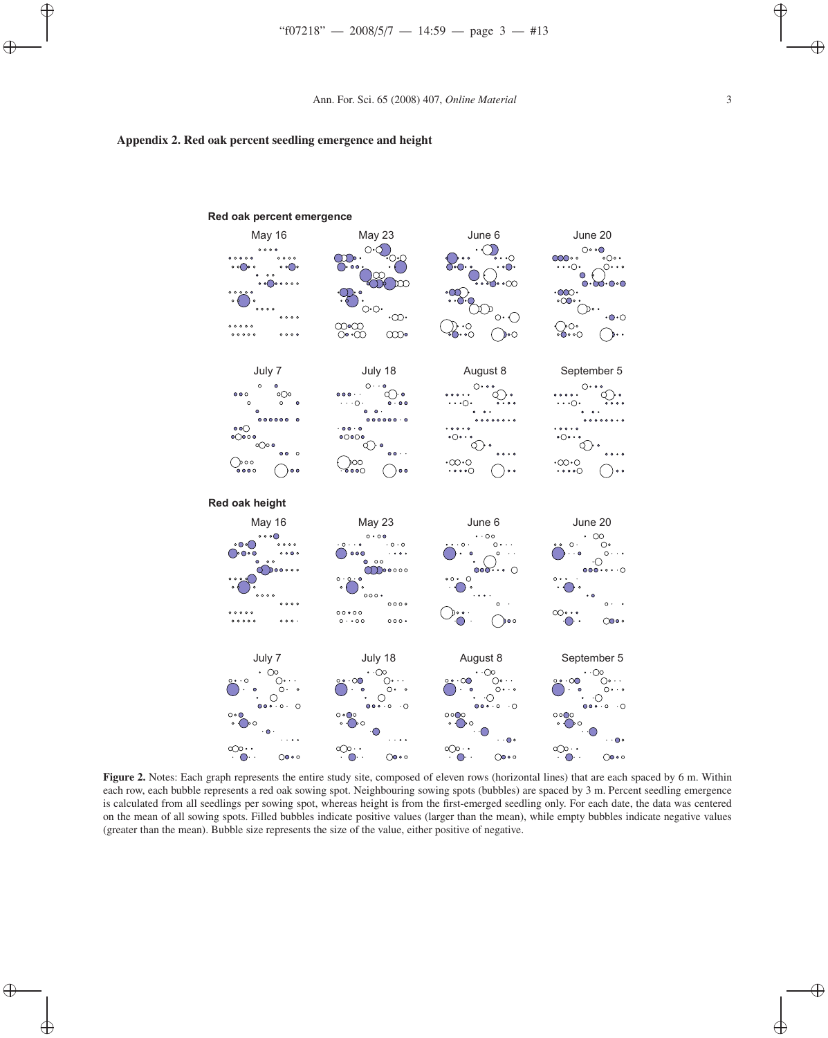## Appendix 2. Red oak percent seedling emergence and height

**Figure 2.** Notes: Each graph represents the entire study site, composed of eleven rows (horizontal lines) that are each spaced by 6 m. Within each row, each bubble represents a red oak sowing spot. Neighbouring sowing spots (bubbles) are spaced by 3 m. Percent seedling emergence is calculated from all seedlings per sowing spot, whereas height is from the first-emerged seedling only. For each date, the data was centered on the mean of all sowing spots. Filled bubbles indicate positive values (larger than the mean), while empty bubbles indicate negative values (greater than the mean). Bubble size represents the size of the value, either positive of negative.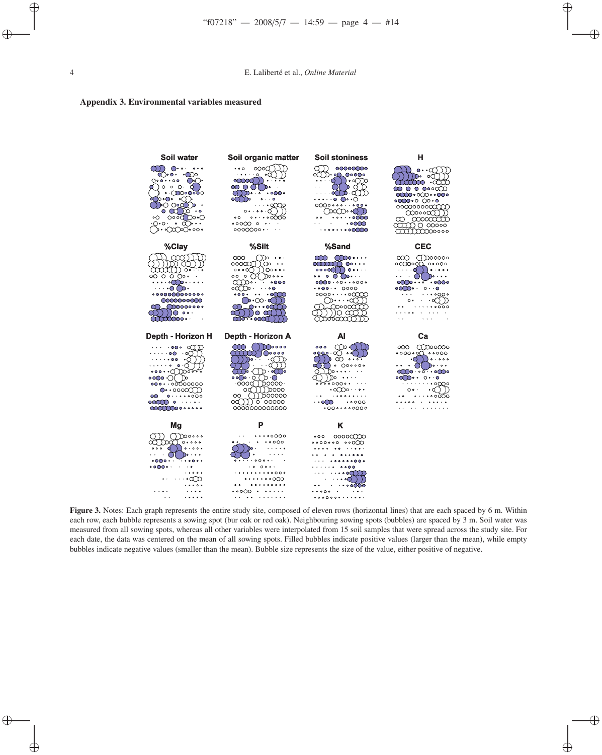## Appendix 3. Environmental variables measured

Soil water

Soil organic matter

Soil stoniness

H

%Clay

%Silt

%Sand

CEC

Depth - Horizon H

Depth - Horizon A

Al

Ca

Mg

P

K

**Figure 3.** Notes: Each graph represents the entire study site, composed of eleven rows (horizontal lines) that are each spaced by 6 m. Within each row, each bubble represents a sowing spot (bur oak or red oak). Neighbouring sowing spots (bubbles) are spaced by 3 m. Soil water was measured from all sowing spots, whereas all other variables were interpolated from 15 soil samples that were spread across the study site. For each date, the data was centered on the mean of all sowing spots. Filled bubbles indicate positive values (larger than the mean), while empty bubbles indicate negative values (smaller than the mean). Bubble size represents the size of the value, either positive of negative.